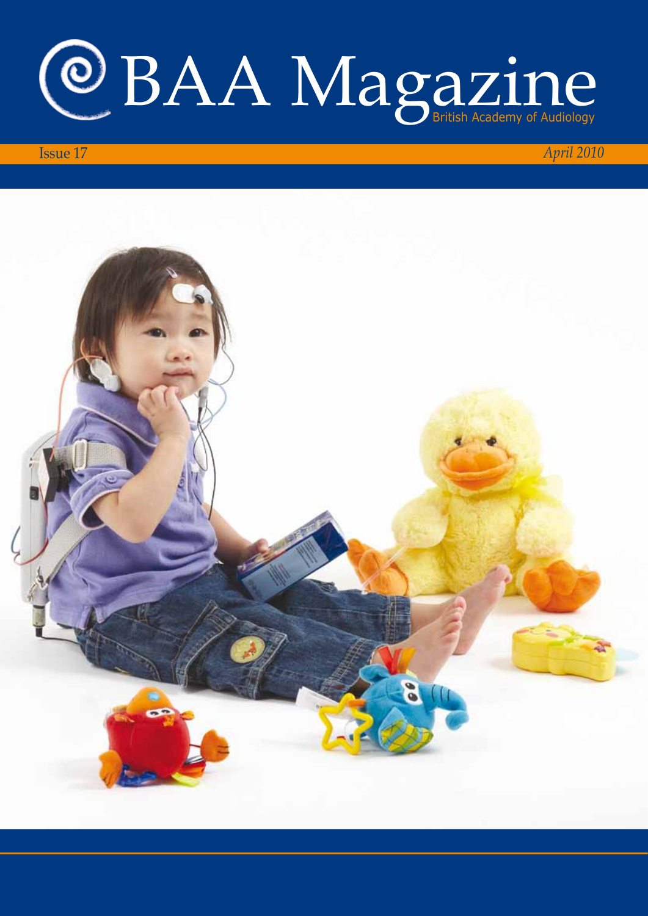# BAA Magazine

British Academy of Audiology

Issue 17

*April 2010*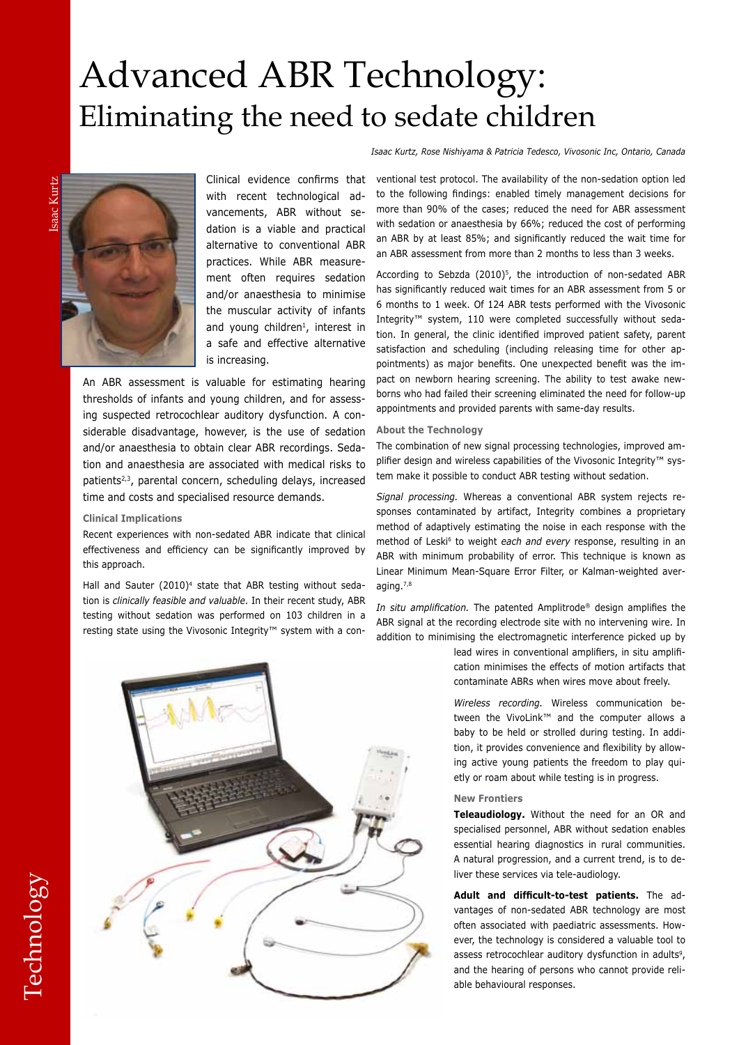# Advanced ABR Technology: Eliminating the need to sedate children

*Isaac Kurtz, Rose Nishiyama & Patricia Tedesco, Vivosonic Inc, Ontario, Canada*

Isaac Kurtz

Clinical evidence confirms that with recent technological advancements, ABR without sedation is a viable and practical alternative to conventional ABR practices. While ABR measurement often requires sedation and/or anaesthesia to minimise the muscular activity of infants and young children[1], interest in a safe and effective alternative is increasing.

An ABR assessment is valuable for estimating hearing thresholds of infants and young children, and for assessing suspected retrocochlear auditory dysfunction. A considerable disadvantage, however, is the use of sedation and/or anaesthesia to obtain clear ABR recordings. Sedation and anaesthesia are associated with medical risks to patients[2,3], parental concern, scheduling delays, increased time and costs and specialised resource demands.

### Clinical Implications

Recent experiences with non-sedated ABR indicate that clinical effectiveness and efficiency can be significantly improved by this approach.

Hall and Sauter (2010)[4] state that ABR testing without sedation is *clinically feasible and valuable*. In their recent study, ABR testing without sedation was performed on 103 children in a resting state using the Vivosonic Integrity™ system with a conventional test protocol. The availability of the non-sedation option led to the following findings: enabled timely management decisions for more than 90% of the cases; reduced the need for ABR assessment with sedation or anaesthesia by 66%; reduced the cost of performing an ABR by at least 85%; and significantly reduced the wait time for an ABR assessment from more than 2 months to less than 3 weeks.

According to Sebzda (2010)[5], the introduction of non-sedated ABR has significantly reduced wait times for an ABR assessment from 5 or 6 months to 1 week. Of 124 ABR tests performed with the Vivosonic Integrity™ system, 110 were completed successfully without sedation. In general, the clinic identified improved patient safety, parent satisfaction and scheduling (including releasing time for other appointments) as major benefits. One unexpected benefit was the impact on newborn hearing screening. The ability to test awake newborns who had failed their screening eliminated the need for follow-up appointments and provided parents with same-day results.

### About the Technology

The combination of new signal processing technologies, improved amplifier design and wireless capabilities of the Vivosonic Integrity™ system make it possible to conduct ABR testing without sedation.

*Signal processing.* Whereas a conventional ABR system rejects responses contaminated by artifact, Integrity combines a proprietary method of adaptively estimating the noise in each response with the method of Leski[6] to weight *each and every* response, resulting in an ABR with minimum probability of error. This technique is known as Linear Minimum Mean-Square Error Filter, or Kalman-weighted averaging.[7,8]

*In situ amplification.* The patented Amplitrode® design amplifies the ABR signal at the recording electrode site with no intervening wire. In addition to minimising the electromagnetic interference picked up by lead wires in conventional amplifiers, in situ amplification minimises the effects of motion artifacts that contaminate ABRs when wires move about freely.

*Wireless recording.* Wireless communication between the VivoLink™ and the computer allows a baby to be held or strolled during testing. In addition, it provides convenience and flexibility by allowing active young patients the freedom to play quietly or roam about while testing is in progress.

### New Frontiers

**Teleaudiology.** Without the need for an OR and specialised personnel, ABR without sedation enables essential hearing diagnostics in rural communities. A natural progression, and a current trend, is to deliver these services via tele-audiology.

**Adult and difficult-to-test patients.** The advantages of non-sedated ABR technology are most often associated with paediatric assessments. However, the technology is considered a valuable tool to assess retrocochlear auditory dysfunction in adults[9], and the hearing of persons who cannot provide reliable behavioural responses.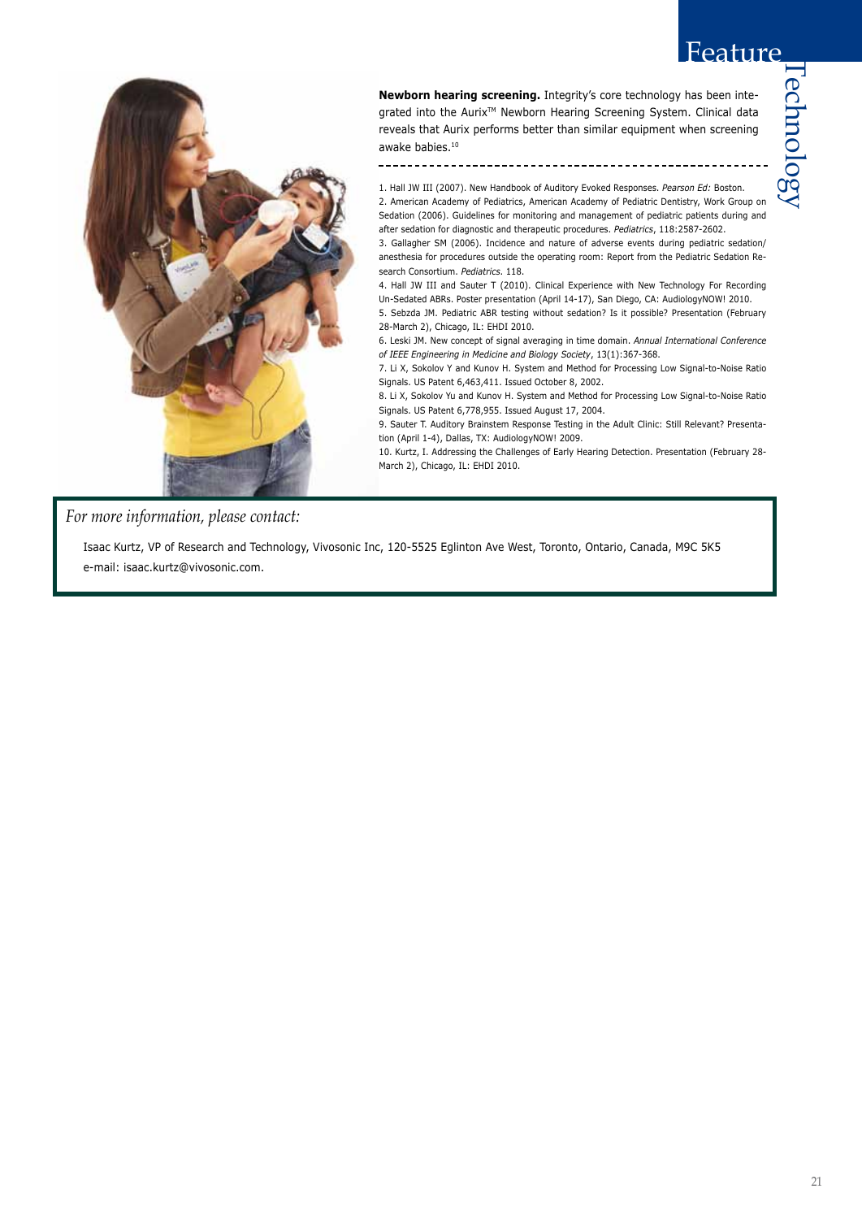**Newborn hearing screening.** Integrity's core technology has been integrated into the Aurix™ Newborn Hearing Screening System. Clinical data reveals that Aurix performs better than similar equipment when screening awake babies.[10]

1. Hall JW III (2007). New Handbook of Auditory Evoked Responses. *Pearson Ed:* Boston.
2. American Academy of Pediatrics, American Academy of Pediatric Dentistry, Work Group on Sedation (2006). Guidelines for monitoring and management of pediatric patients during and after sedation for diagnostic and therapeutic procedures. *Pediatrics*, 118:2587-2602.
3. Gallagher SM (2006). Incidence and nature of adverse events during pediatric sedation/anesthesia for procedures outside the operating room: Report from the Pediatric Sedation Research Consortium. *Pediatrics*. 118.
4. Hall JW III and Sauter T (2010). Clinical Experience with New Technology For Recording Un-Sedated ABRs. Poster presentation (April 14-17), San Diego, CA: AudiologyNOW! 2010.
5. Sebzda JM. Pediatric ABR testing without sedation? Is it possible? Presentation (February 28-March 2), Chicago, IL: EHDI 2010.
6. Leski JM. New concept of signal averaging in time domain. *Annual International Conference of IEEE Engineering in Medicine and Biology Society*, 13(1):367-368.
7. Li X, Sokolov Y and Kunov H. System and Method for Processing Low Signal-to-Noise Ratio Signals. US Patent 6,463,411. Issued October 8, 2002.
8. Li X, Sokolov Yu and Kunov H. System and Method for Processing Low Signal-to-Noise Ratio Signals. US Patent 6,778,955. Issued August 17, 2004.
9. Sauter T. Auditory Brainstem Response Testing in the Adult Clinic: Still Relevant? Presentation (April 1-4), Dallas, TX: AudiologyNOW! 2009.
10. Kurtz, I. Addressing the Challenges of Early Hearing Detection. Presentation (February 28-March 2), Chicago, IL: EHDI 2010.

*For more information, please contact:*

Isaac Kurtz, VP of Research and Technology, Vivosonic Inc, 120-5525 Eglinton Ave West, Toronto, Ontario, Canada, M9C 5K5
e-mail: isaac.kurtz@vivosonic.com.